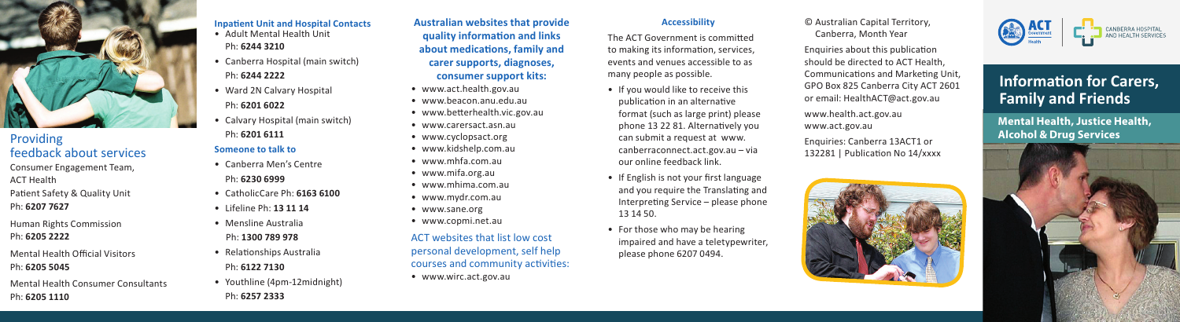## Providing feedback about services

Consumer Engagement Team, ACT Health
Patient Safety & Quality Unit
Ph: **6207 7627**

Human Rights Commission
Ph: **6205 2222**

Mental Health Official Visitors
Ph: **6205 5045**

Mental Health Consumer Consultants
Ph: **6205 1110**

### Inpatient Unit and Hospital Contacts

- Adult Mental Health Unit
  Ph: **6244 3210**
- Canberra Hospital (main switch)
  Ph: **6244 2222**
- Ward 2N Calvary Hospital
  Ph: **6201 6022**
- Calvary Hospital (main switch)
  Ph: **6201 6111**

### Someone to talk to

- Canberra Men's Centre
  Ph: **6230 6999**
- CatholicCare Ph: **6163 6100**
- Lifeline Ph: **13 11 14**
- Mensline Australia
  Ph: **1300 789 978**
- Relationships Australia
  Ph: **6122 7130**
- Youthline (4pm-12midnight)
  Ph: **6257 2333**

### Australian websites that provide quality information and links about medications, family and carer supports, diagnoses, consumer support kits:

- www.act.health.gov.au
- www.beacon.anu.edu.au
- www.betterhealth.vic.gov.au
- www.carersact.asn.au
- www.cyclopsact.org
- www.kidshelp.com.au
- www.mhfa.com.au
- www.mifa.org.au
- www.mhima.com.au
- www.mydr.com.au
- www.sane.org
- www.copmi.net.au

### ACT websites that list low cost personal development, self help courses and community activities:

- www.wirc.act.gov.au

### Accessibility

The ACT Government is committed to making its information, services, events and venues accessible to as many people as possible.

- If you would like to receive this publication in an alternative format (such as large print) please phone 13 22 81. Alternatively you can submit a request at www.canberraconnect.act.gov.au – via our online feedback link.
- If English is not your first language and you require the Translating and Interpreting Service – please phone 13 14 50.
- For those who may be hearing impaired and have a teletypewriter, please phone 6207 0494.

© Australian Capital Territory, Canberra, Month Year

Enquiries about this publication should be directed to ACT Health, Communications and Marketing Unit, GPO Box 825 Canberra City ACT 2601 or email: HealthACT@act.gov.au

www.health.act.gov.au
www.act.gov.au

Enquiries: Canberra 13ACT1 or 132281 | Publication No 14/xxxx

ACT Government Health | Canberra Hospital and Health Services

# Information for Carers, Family and Friends

## Mental Health, Justice Health, Alcohol & Drug Services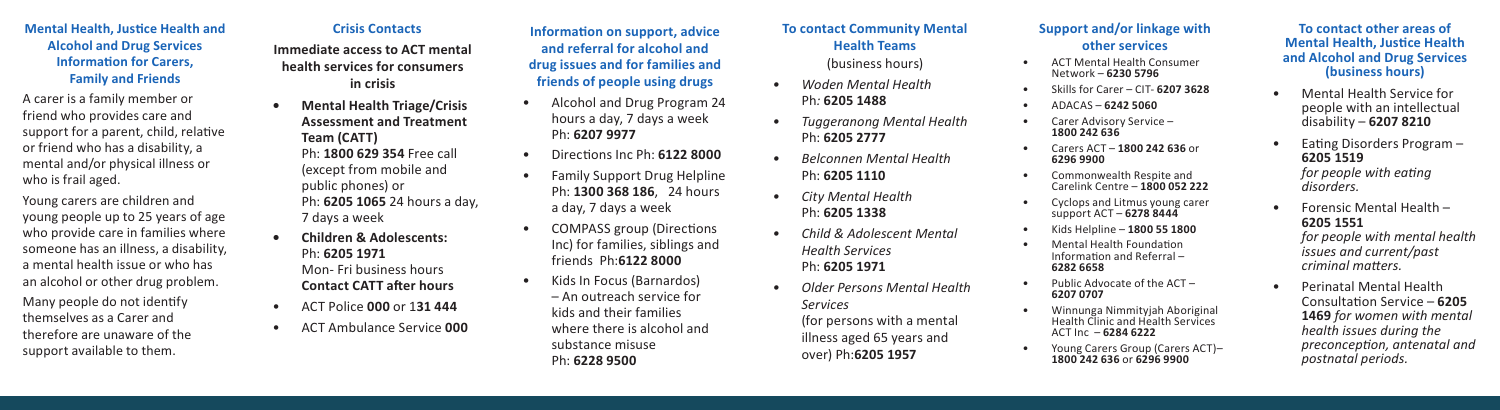## Mental Health, Justice Health and Alcohol and Drug Services Information for Carers, Family and Friends

A carer is a family member or friend who provides care and support for a parent, child, relative or friend who has a disability, a mental and/or physical illness or who is frail aged.

Young carers are children and young people up to 25 years of age who provide care in families where someone has an illness, a disability, a mental health issue or who has an alcohol or other drug problem.

Many people do not identify themselves as a Carer and therefore are unaware of the support available to them.

## Crisis Contacts

**Immediate access to ACT mental health services for consumers in crisis**

- **Mental Health Triage/Crisis Assessment and Treatment Team (CATT)**
  Ph: **1800 629 354** Free call (except from mobile and public phones) or
  Ph: **6205 1065** 24 hours a day, 7 days a week
- **Children & Adolescents:**
  Ph: **6205 1971**
  Mon- Fri business hours
  **Contact CATT after hours**
- ACT Police **000** or 1**31 444**
- ACT Ambulance Service **000**

## Information on support, advice and referral for alcohol and drug issues and for families and friends of people using drugs

- Alcohol and Drug Program 24 hours a day, 7 days a week Ph: **6207 9977**
- Directions Inc Ph: **6122 8000**
- Family Support Drug Helpline Ph: **1300 368 186**, 24 hours a day, 7 days a week
- COMPASS group (Directions Inc) for families, siblings and friends Ph:**6122 8000**
- Kids In Focus (Barnardos) – An outreach service for kids and their families where there is alcohol and substance misuse Ph: **6228 9500**

## To contact Community Mental Health Teams

(business hours)

- *Woden Mental Health* Ph: **6205 1488**
- *Tuggeranong Mental Health* Ph: **6205 2777**
- *Belconnen Mental Health* Ph: **6205 1110**
- *City Mental Health* Ph: **6205 1338**
- *Child & Adolescent Mental Health Services* Ph: **6205 1971**
- *Older Persons Mental Health Services* (for persons with a mental illness aged 65 years and over) Ph:**6205 1957**

## Support and/or linkage with other services

- ACT Mental Health Consumer Network – **6230 5796**
- Skills for Carer – CIT- **6207 3628**
- ADACAS – **6242 5060**
- Carer Advisory Service – **1800 242 636**
- Carers ACT – **1800 242 636** or **6296 9900**
- Commonwealth Respite and Carelink Centre – **1800 052 222**
- Cyclops and Litmus young carer support ACT – **6278 8444**
- Kids Helpline – **1800 55 1800**
- Mental Health Foundation Information and Referral – **6282 6658**
- Public Advocate of the ACT – **6207 0707**
- Winnunga Nimmityjah Aboriginal Health Clinic and Health Services ACT Inc – **6284 6222**
- Young Carers Group (Carers ACT)– **1800 242 636** or **6296 9900**

## To contact other areas of Mental Health, Justice Health and Alcohol and Drug Services (business hours)

- Mental Health Service for people with an intellectual disability – **6207 8210**
- Eating Disorders Program – **6205 1519** *for people with eating disorders.*
- Forensic Mental Health – **6205 1551** *for people with mental health issues and current/past criminal matters.*
- Perinatal Mental Health Consultation Service – **6205 1469** *for women with mental health issues during the preconception, antenatal and postnatal periods.*